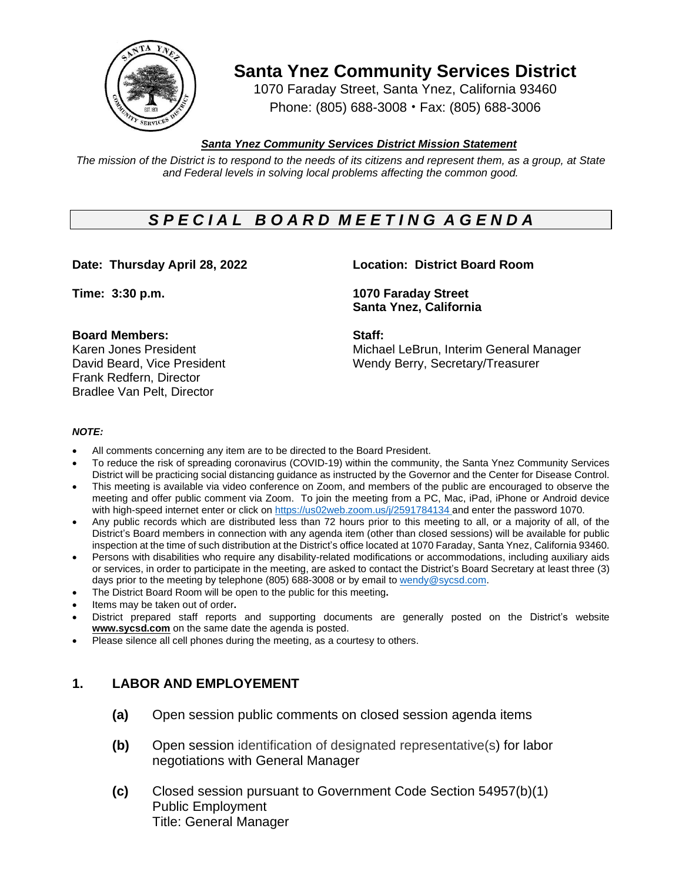# Santa Ynez Community Services District

1070 Faraday Street, Santa Ynez, California 93460
Phone: (805) 688-3008 • Fax: (805) 688-3006

***Santa Ynez Community Services District Mission Statement***

*The mission of the District is to respond to the needs of its citizens and represent them, as a group, at State and Federal levels in solving local problems affecting the common good.*

## *S P E C I A L B O A R D M E E T I N G A G E N D A*

**Date: Thursday April 28, 2022**

**Time: 3:30 p.m.**

**Location: District Board Room**

**1070 Faraday Street**
**Santa Ynez, California**

**Board Members:**
Karen Jones President
David Beard, Vice President
Frank Redfern, Director
Bradlee Van Pelt, Director

**Staff:**
Michael LeBrun, Interim General Manager
Wendy Berry, Secretary/Treasurer

***NOTE:***

- All comments concerning any item are to be directed to the Board President.
- To reduce the risk of spreading coronavirus (COVID-19) within the community, the Santa Ynez Community Services District will be practicing social distancing guidance as instructed by the Governor and the Center for Disease Control.
- This meeting is available via video conference on Zoom, and members of the public are encouraged to observe the meeting and offer public comment via Zoom. To join the meeting from a PC, Mac, iPad, iPhone or Android device with high-speed internet enter or click on https://us02web.zoom.us/j/2591784134 and enter the password 1070.
- Any public records which are distributed less than 72 hours prior to this meeting to all, or a majority of all, of the District's Board members in connection with any agenda item (other than closed sessions) will be available for public inspection at the time of such distribution at the District's office located at 1070 Faraday, Santa Ynez, California 93460.
- Persons with disabilities who require any disability-related modifications or accommodations, including auxiliary aids or services, in order to participate in the meeting, are asked to contact the District's Board Secretary at least three (3) days prior to the meeting by telephone (805) 688-3008 or by email to wendy@sycsd.com.
- The District Board Room will be open to the public for this meeting**.**
- Items may be taken out of order**.**
- District prepared staff reports and supporting documents are generally posted on the District's website **www.sycsd.com** on the same date the agenda is posted.
- Please silence all cell phones during the meeting, as a courtesy to others.

## 1. LABOR AND EMPLOYEMENT

**(a)** Open session public comments on closed session agenda items

**(b)** Open session identification of designated representative(s) for labor negotiations with General Manager

**(c)** Closed session pursuant to Government Code Section 54957(b)(1)
Public Employment
Title: General Manager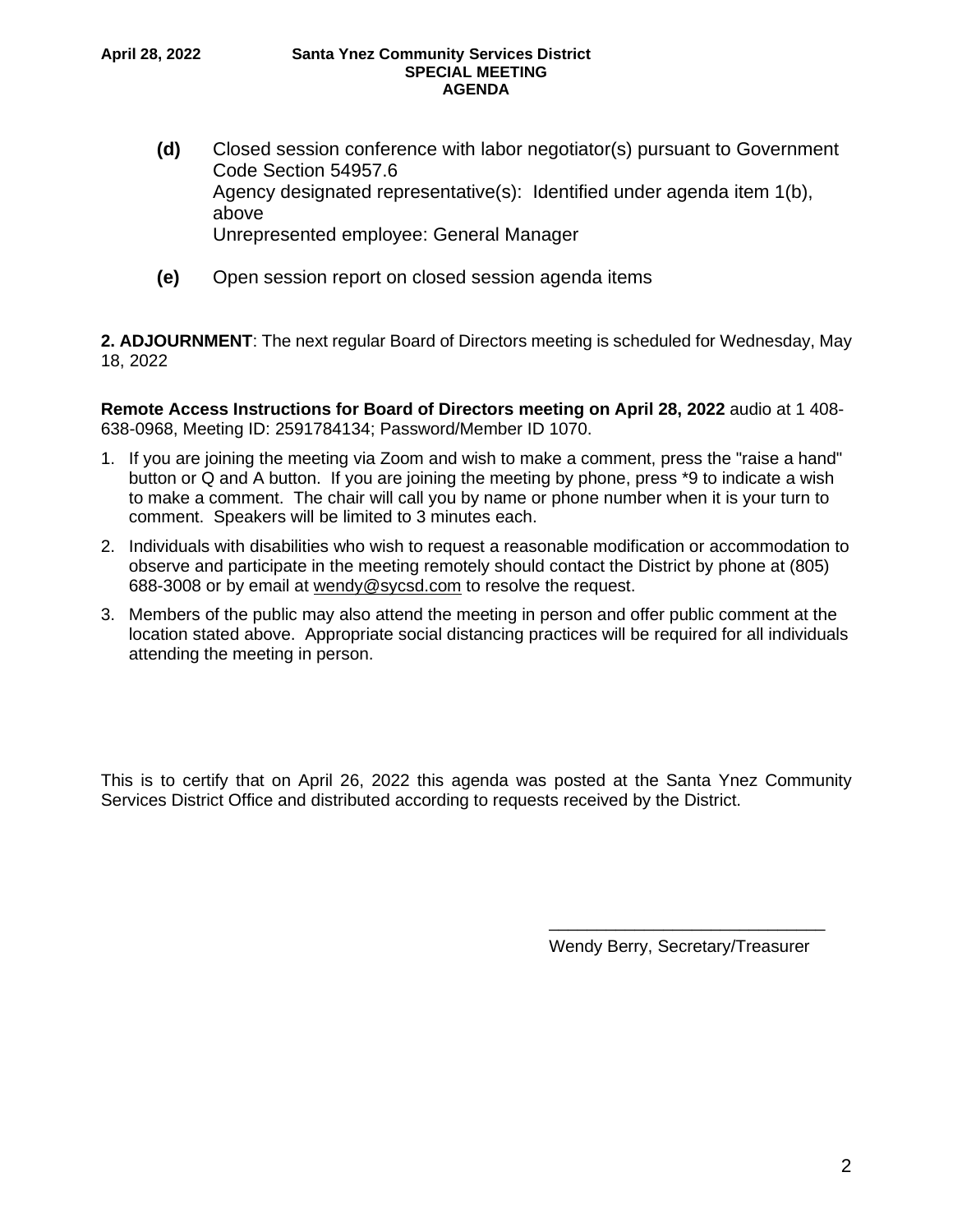**(d)** Closed session conference with labor negotiator(s) pursuant to Government Code Section 54957.6
Agency designated representative(s): Identified under agenda item 1(b), above
Unrepresented employee: General Manager

**(e)** Open session report on closed session agenda items

**2. ADJOURNMENT**: The next regular Board of Directors meeting is scheduled for Wednesday, May 18, 2022

**Remote Access Instructions for Board of Directors meeting on April 28, 2022** audio at 1 408-638-0968, Meeting ID: 2591784134; Password/Member ID 1070.

1. If you are joining the meeting via Zoom and wish to make a comment, press the "raise a hand" button or Q and A button. If you are joining the meeting by phone, press *9 to indicate a wish to make a comment. The chair will call you by name or phone number when it is your turn to comment. Speakers will be limited to 3 minutes each.
2. Individuals with disabilities who wish to request a reasonable modification or accommodation to observe and participate in the meeting remotely should contact the District by phone at (805) 688-3008 or by email at wendy@sycsd.com to resolve the request.
3. Members of the public may also attend the meeting in person and offer public comment at the location stated above. Appropriate social distancing practices will be required for all individuals attending the meeting in person.

This is to certify that on April 26, 2022 this agenda was posted at the Santa Ynez Community Services District Office and distributed according to requests received by the District.

\_\_\_\_\_\_\_\_\_\_\_\_\_\_\_\_\_\_\_\_\_\_\_\_\_\_\_\_\_\_
Wendy Berry, Secretary/Treasurer